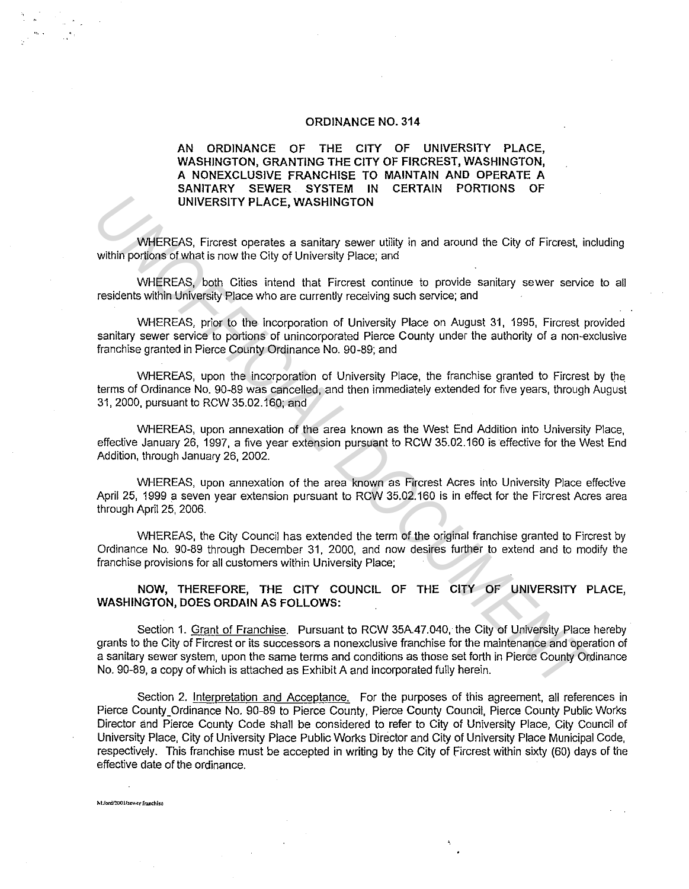# ORDINANCE NO. 314

**AN ORDINANCE OF THE CITY OF UNIVERSITY PLACE, WASHINGTON, GRANTING THE CITY OF FIRCREST, WASHINGTON, A NONEXCLUSIVE FRANCHISE TO MAINTAIN AND OPERATE A SANITARY SEWER SYSTEM IN CERTAIN PORTIONS OF UNIVERSITY PLACE, WASHINGTON**

WHEREAS, Fircrest operates a sanitary sewer utility in and around the City of Fircrest, including within portions of what is now the City of University Place; and

WHEREAS, both Cities intend that Fircrest continue to provide sanitary sewer service to all residents within University Place who are currently receiving such service; and

WHEREAS, prior to the incorporation of University Place on August 31, 1995, Fircrest provided sanitary sewer service to portions of unincorporated Pierce County under the authority of a non-exclusive franchise granted in Pierce County Ordinance No. 90-89; and

WHEREAS, upon the incorporation of University Place, the franchise granted to Fircrest by the terms of Ordinance No. 90-89 was cancelled, and then immediately extended for five years, through August 31, 2000, pursuant to RCW 35.02.160; and

WHEREAS, upon annexation of the area known as the West End Addition into University Place, effective January 26, 1997, a five year extension pursuant to RCW 35.02.160 is effective for the West End Addition, through January 26, 2002.

WHEREAS, upon annexation of the area known as Fircrest Acres into University Place effective April 25, 1999 a seven year extension pursuant to RCW 35.02.160 is in effect for the Fircrest Acres area through April 25, 2006.

WHEREAS, the City Council has extended the term of the original franchise granted to Fircrest by Ordinance No. 90-89 through December 31, 2000, and now desires further to extend and to modify the franchise provisions for all customers within University Place;

**NOW, THEREFORE, THE CITY COUNCIL OF THE CITY OF UNIVERSITY PLACE, WASHINGTON, DOES ORDAIN AS FOLLOWS:**

Section 1. Grant of Franchise. Pursuant to RCW 35A.47.040, the City of University Place hereby grants to the City of Fircrest or its successors a nonexclusive franchise for the maintenance and operation of a sanitary sewer system, upon the same terms and conditions as those set forth in Pierce County Ordinance No. 90-89, a copy of which is attached as Exhibit A and incorporated fully herein.

Section 2. Interpretation and Acceptance. For the purposes of this agreement, all references in Pierce County Ordinance No. 90-89 to Pierce County, Pierce County Council, Pierce County Public Works Director and Pierce County Code shall be considered to refer to City of University Place, City Council of University Place, City of University Place Public Works Director and City of University Place Municipal Code, respectively. This franchise must be accepted in writing by the City of Fircrest within sixty (60) days of the effective date of the ordinance.

M:/ord/2001/sewer franchise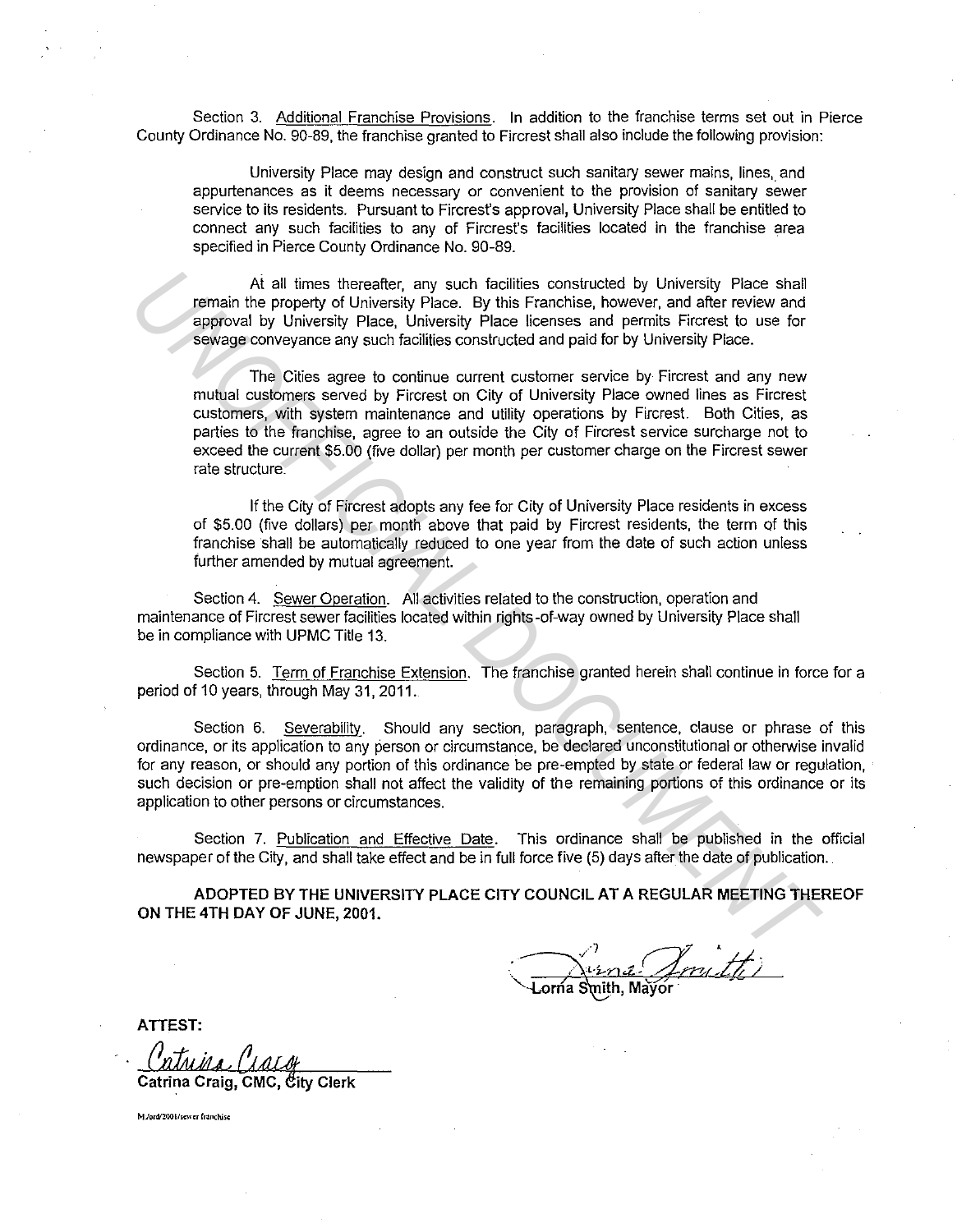Section 3. Additional Franchise Provisions. In addition to the franchise terms set out in Pierce County Ordinance No. 90-89, the franchise granted to Fircrest shall also include the following provision:

> University Place may design and construct such sanitary sewer mains, lines, and appurtenances as it deems necessary or convenient to the provision of sanitary sewer service to its residents. Pursuant to Fircrest's approval, University Place shall be entitled to connect any such facilities to any of Fircrest's facilities located in the franchise area specified in Pierce County Ordinance No. 90-89.
>
> At all times thereafter, any such facilities constructed by University Place shall remain the property of University Place. By this Franchise, however, and after review and approval by University Place, University Place licenses and permits Fircrest to use for sewage conveyance any such facilities constructed and paid for by University Place.
>
> The Cities agree to continue current customer service by Fircrest and any new mutual customers served by Fircrest on City of University Place owned lines as Fircrest customers, with system maintenance and utility operations by Fircrest. Both Cities, as parties to the franchise, agree to an outside the City of Fircrest service surcharge not to exceed the current $5.00 (five dollar) per month per customer charge on the Fircrest sewer rate structure.
>
> If the City of Fircrest adopts any fee for City of University Place residents in excess of $5.00 (five dollars) per month above that paid by Fircrest residents, the term of this franchise shall be automatically reduced to one year from the date of such action unless further amended by mutual agreement.

Section 4. Sewer Operation. All activities related to the construction, operation and maintenance of Fircrest sewer facilities located within rights-of-way owned by University Place shall be in compliance with UPMC Title 13.

Section 5. Term of Franchise Extension. The franchise granted herein shall continue in force for a period of 10 years, through May 31, 2011.

Section 6. Severability. Should any section, paragraph, sentence, clause or phrase of this ordinance, or its application to any person or circumstance, be declared unconstitutional or otherwise invalid for any reason, or should any portion of this ordinance be pre-empted by state or federal law or regulation, such decision or pre-emption shall not affect the validity of the remaining portions of this ordinance or its application to other persons or circumstances.

Section 7. Publication and Effective Date. This ordinance shall be published in the official newspaper of the City, and shall take effect and be in full force five (5) days after the date of publication.

**ADOPTED BY THE UNIVERSITY PLACE CITY COUNCIL AT A REGULAR MEETING THEREOF ON THE 4TH DAY OF JUNE, 2001.**

Lorna Smith, Mayor

ATTEST:

Catrina Craig, CMC, City Clerk

M:/ord/2001/sewer franchise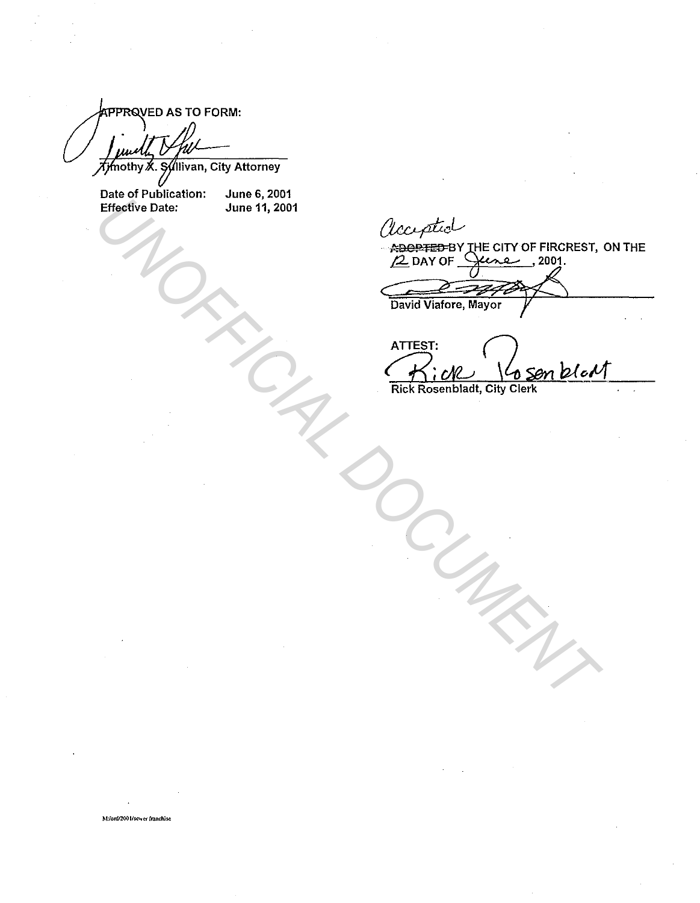APPROVED AS TO FORM:

Timothy X. Sullivan, City Attorney

Date of Publication: June 6, 2001
Effective Date: June 11, 2001

Accepted ~~ADOPTED~~ BY THE CITY OF FIRCREST, ON THE 12 DAY OF June, 2001.

David Viafore, Mayor

ATTEST:

Rick Rosenbladt, City Clerk

M:/ord/2001/sewer franchise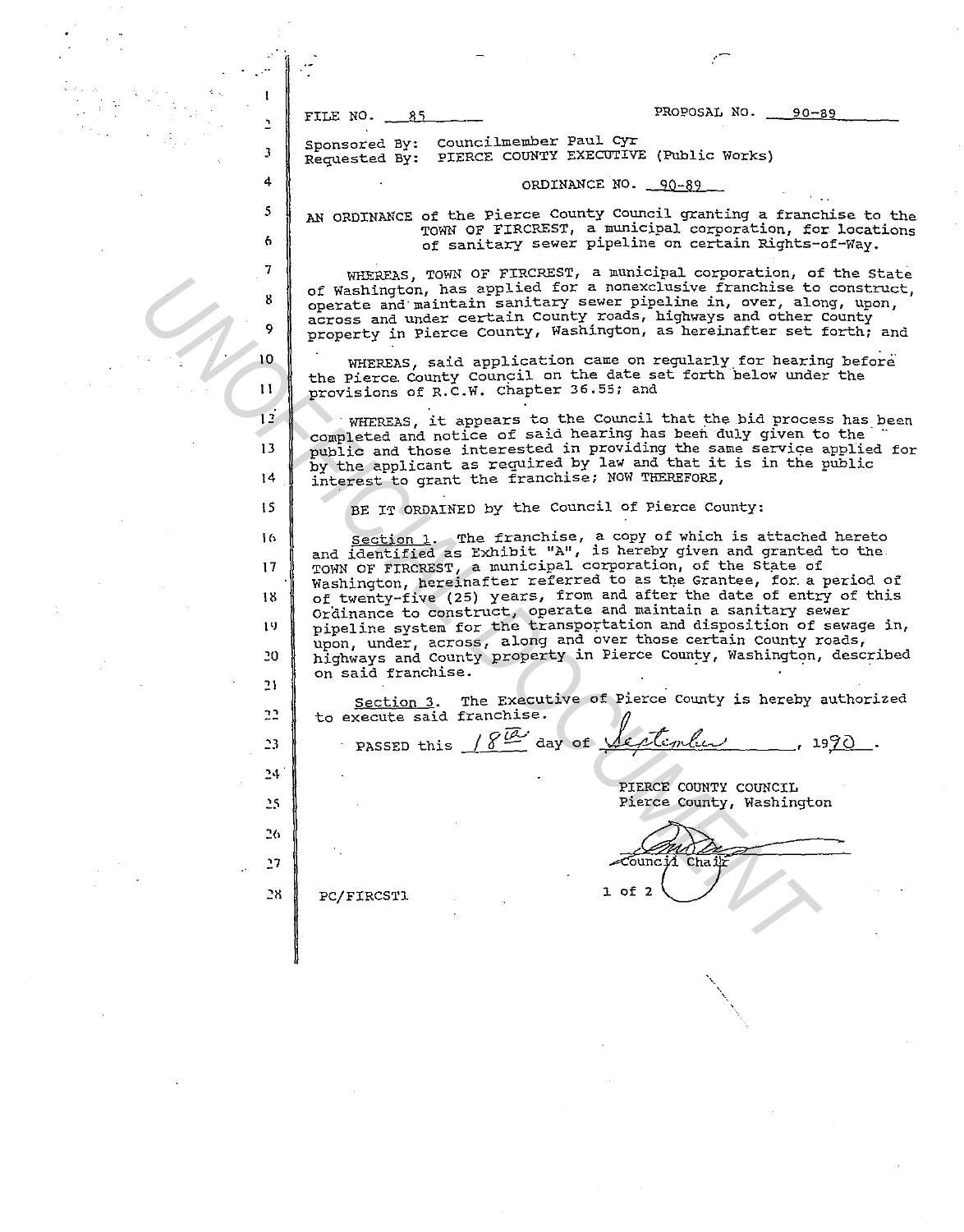FILE NO. 85 PROPOSAL NO. 90-89

Sponsored By: Councilmember Paul Cyr
Requested By: PIERCE COUNTY EXECUTIVE (Public Works)

ORDINANCE NO. 90-89

AN ORDINANCE of the Pierce County Council granting a franchise to the TOWN OF FIRCREST, a municipal corporation, for locations of sanitary sewer pipeline on certain Rights-of-Way.

WHEREAS, TOWN OF FIRCREST, a municipal corporation, of the State of Washington, has applied for a nonexclusive franchise to construct, operate and maintain sanitary sewer pipeline in, over, along, upon, across and under certain County roads, highways and other County property in Pierce County, Washington, as hereinafter set forth; and

WHEREAS, said application came on regularly for hearing before the Pierce County Council on the date set forth below under the provisions of R.C.W. Chapter 36.55; and

WHEREAS, it appears to the Council that the bid process has been completed and notice of said hearing has been duly given to the public and those interested in providing the same service applied for by the applicant as required by law and that it is in the public interest to grant the franchise; NOW THEREFORE,

BE IT ORDAINED by the Council of Pierce County:

Section 1. The franchise, a copy of which is attached hereto and identified as Exhibit "A", is hereby given and granted to the TOWN OF FIRCREST, a municipal corporation, of the State of Washington, hereinafter referred to as the Grantee, for a period of of twenty-five (25) years, from and after the date of entry of this Ordinance to construct, operate and maintain a sanitary sewer pipeline system for the transportation and disposition of sewage in, upon, under, across, along and over those certain County roads, highways and County property in Pierce County, Washington, described on said franchise.

Section 3. The Executive of Pierce County is hereby authorized to execute said franchise.

PASSED this 18th day of September, 1990.

PIERCE COUNTY COUNCIL
Pierce County, Washington

Council Chair

PC/FIRCST1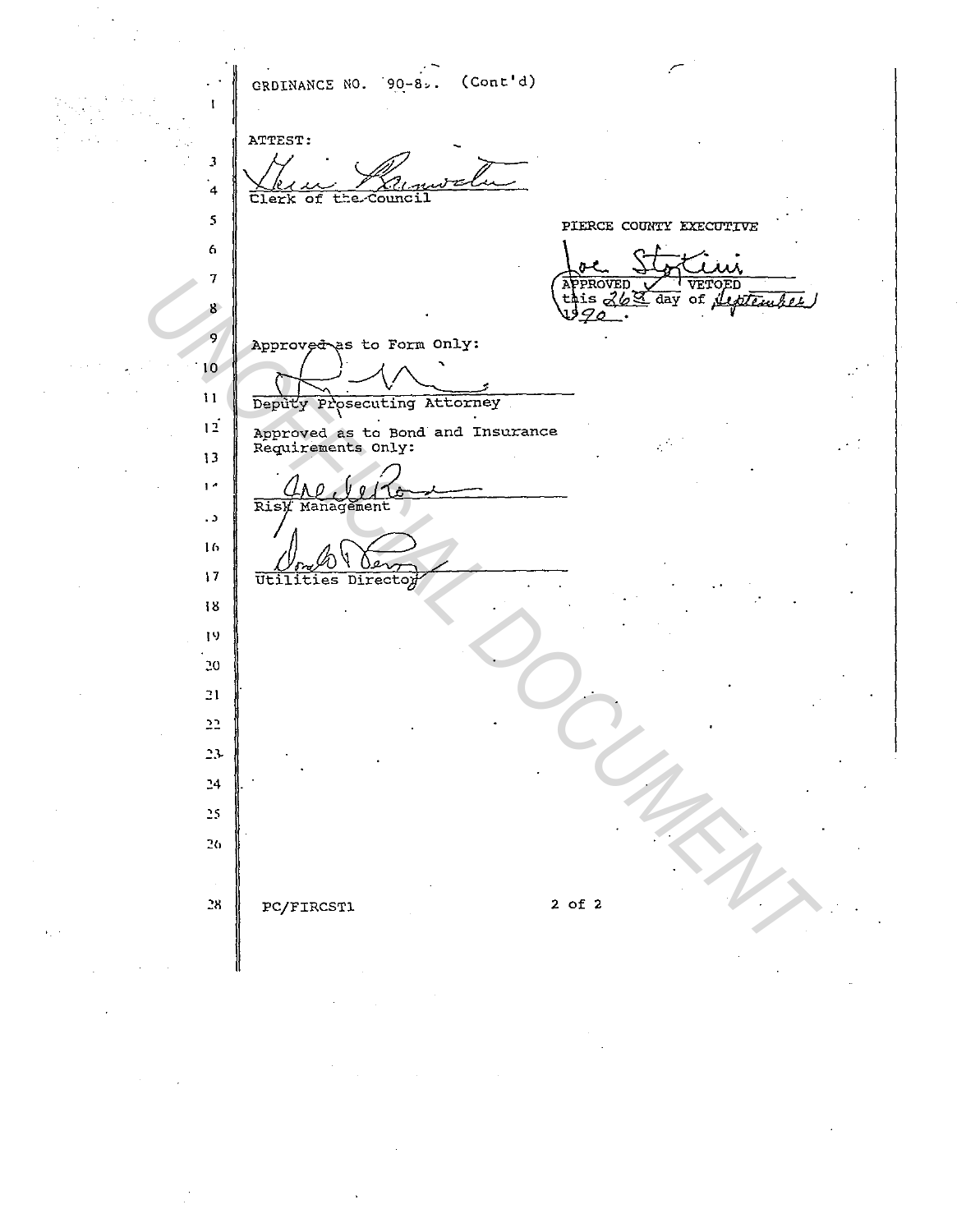ORDINANCE NO. 90-8_. (Cont'd)

ATTEST:

Clerk of the Council

PIERCE COUNTY EXECUTIVE

APPROVED ✓ VETOED
this 26th day of September
1990.

Approved as to Form Only:

Deputy Prosecuting Attorney

Approved as to Bond and Insurance Requirements Only:

Risk Management

Utilities Director

PC/FIRCST1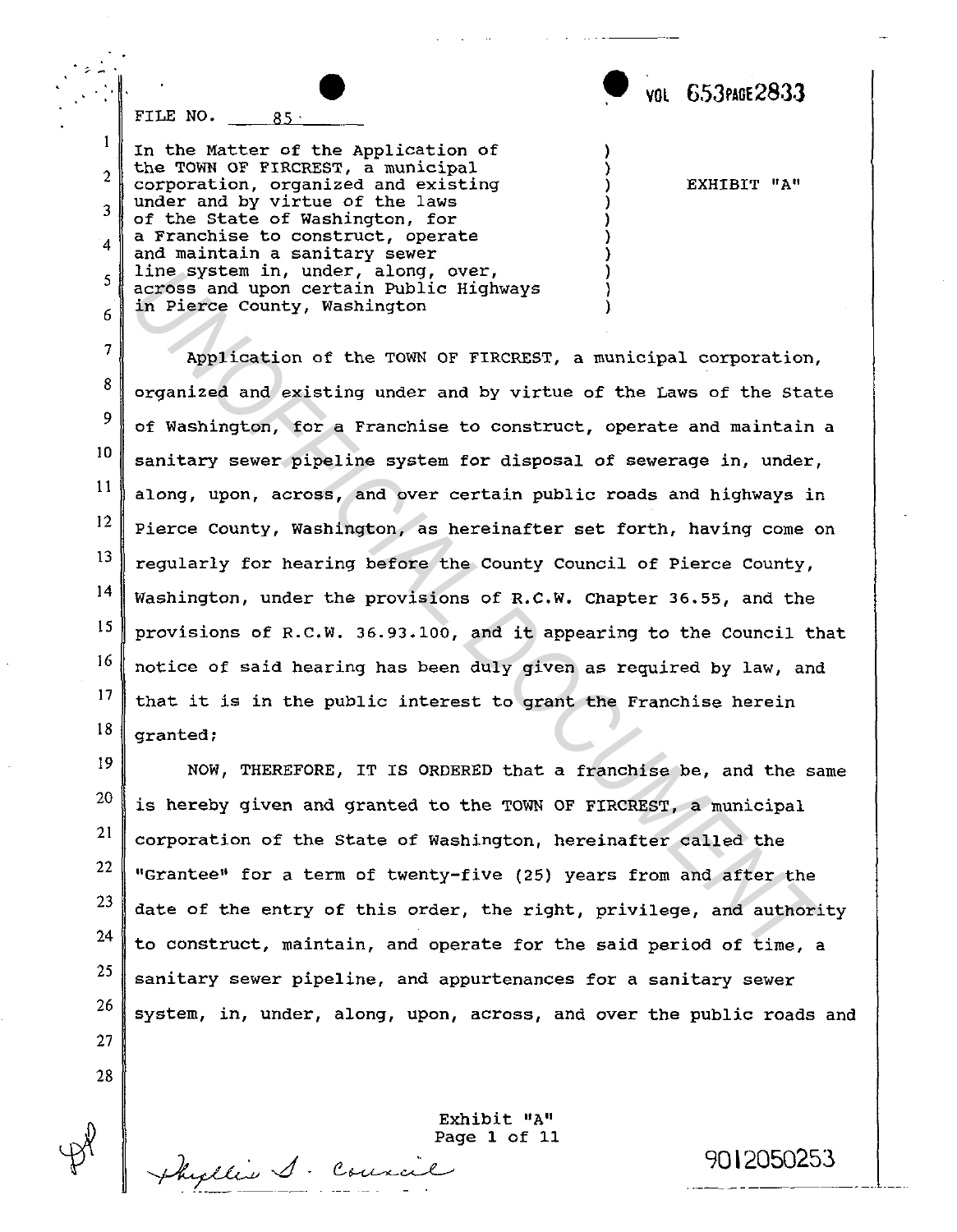FILE NO. 85

In the Matter of the Application of the TOWN OF FIRCREST, a municipal corporation, organized and existing under and by virtue of the laws of the State of Washington, for a Franchise to construct, operate and maintain a sanitary sewer line system in, under, along, over, across and upon certain Public Highways in Pierce County, Washington

EXHIBIT "A"

Application of the TOWN OF FIRCREST, a municipal corporation, organized and existing under and by virtue of the Laws of the State of Washington, for a Franchise to construct, operate and maintain a sanitary sewer pipeline system for disposal of sewerage in, under, along, upon, across, and over certain public roads and highways in Pierce County, Washington, as hereinafter set forth, having come on regularly for hearing before the County Council of Pierce County, Washington, under the provisions of R.C.W. Chapter 36.55, and the provisions of R.C.W. 36.93.100, and it appearing to the Council that notice of said hearing has been duly given as required by law, and that it is in the public interest to grant the Franchise herein granted;

NOW, THEREFORE, IT IS ORDERED that a franchise be, and the same is hereby given and granted to the TOWN OF FIRCREST, a municipal corporation of the State of Washington, hereinafter called the "Grantee" for a term of twenty-five (25) years from and after the date of the entry of this order, the right, privilege, and authority to construct, maintain, and operate for the said period of time, a sanitary sewer pipeline, and appurtenances for a sanitary sewer system, in, under, along, upon, across, and over the public roads and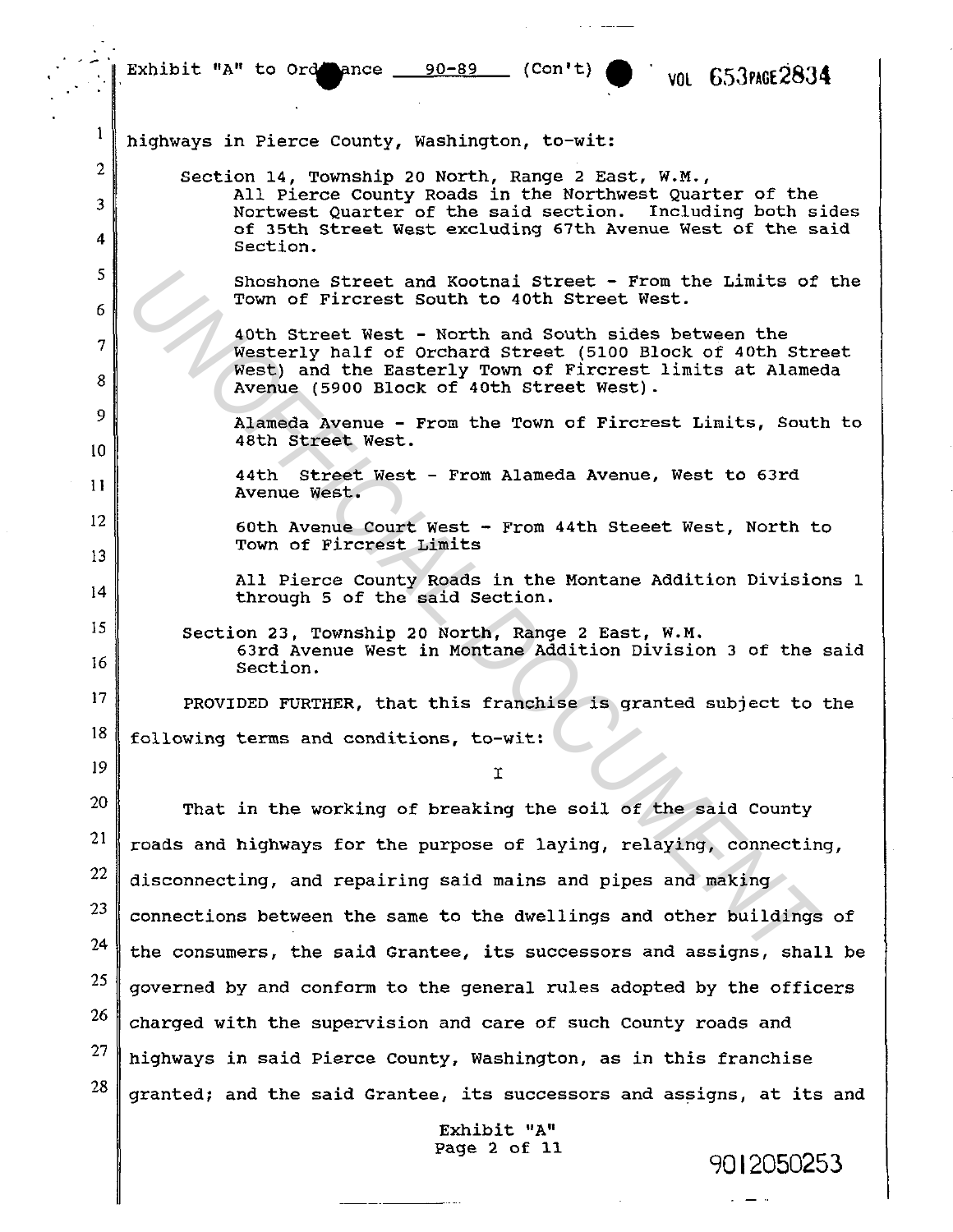highways in Pierce County, Washington, to-wit:

Section 14, Township 20 North, Range 2 East, W.M.,
All Pierce County Roads in the Northwest Quarter of the Nortwest Quarter of the said section. Including both sides of 35th Street West excluding 67th Avenue West of the said Section.

Shoshone Street and Kootnai Street - From the Limits of the Town of Fircrest South to 40th Street West.

40th Street West - North and South sides between the Westerly half of Orchard Street (5100 Block of 40th Street West) and the Easterly Town of Fircrest limits at Alameda Avenue (5900 Block of 40th Street West).

Alameda Avenue - From the Town of Fircrest Limits, South to 48th Street West.

44th Street West - From Alameda Avenue, West to 63rd Avenue West.

60th Avenue Court West - From 44th Steeet West, North to Town of Fircrest Limits

All Pierce County Roads in the Montane Addition Divisions 1 through 5 of the said Section.

Section 23, Township 20 North, Range 2 East, W.M.
63rd Avenue West in Montane Addition Division 3 of the said Section.

PROVIDED FURTHER, that this franchise is granted subject to the following terms and conditions, to-wit:

I

That in the working of breaking the soil of the said County roads and highways for the purpose of laying, relaying, connecting, disconnecting, and repairing said mains and pipes and making connections between the same to the dwellings and other buildings of the consumers, the said Grantee, its successors and assigns, shall be governed by and conform to the general rules adopted by the officers charged with the supervision and care of such County roads and highways in said Pierce County, Washington, as in this franchise granted; and the said Grantee, its successors and assigns, at its and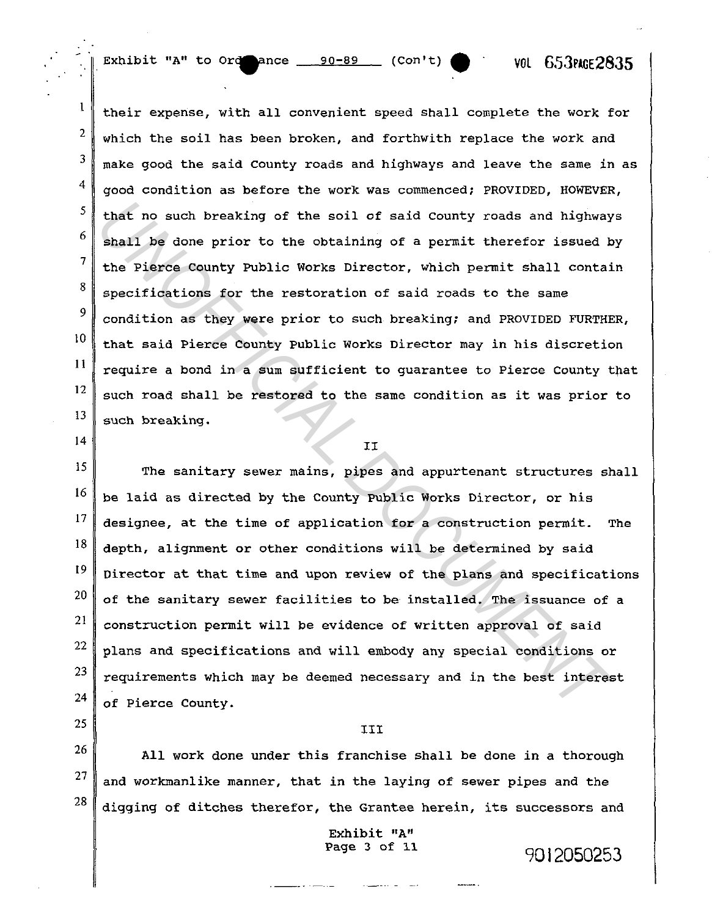their expense, with all convenient speed shall complete the work for which the soil has been broken, and forthwith replace the work and make good the said County roads and highways and leave the same in as good condition as before the work was commenced; PROVIDED, HOWEVER, that no such breaking of the soil of said County roads and highways shall be done prior to the obtaining of a permit therefor issued by the Pierce County Public Works Director, which permit shall contain specifications for the restoration of said roads to the same condition as they were prior to such breaking; and PROVIDED FURTHER, that said Pierce County Public Works Director may in his discretion require a bond in a sum sufficient to guarantee to Pierce County that such road shall be restored to the same condition as it was prior to such breaking.

II

The sanitary sewer mains, pipes and appurtenant structures shall be laid as directed by the County Public Works Director, or his designee, at the time of application for a construction permit. The depth, alignment or other conditions will be determined by said Director at that time and upon review of the plans and specifications of the sanitary sewer facilities to be installed. The issuance of a construction permit will be evidence of written approval of said plans and specifications and will embody any special conditions or requirements which may be deemed necessary and in the best interest of Pierce County.

III

All work done under this franchise shall be done in a thorough and workmanlike manner, that in the laying of sewer pipes and the digging of ditches therefor, the Grantee herein, its successors and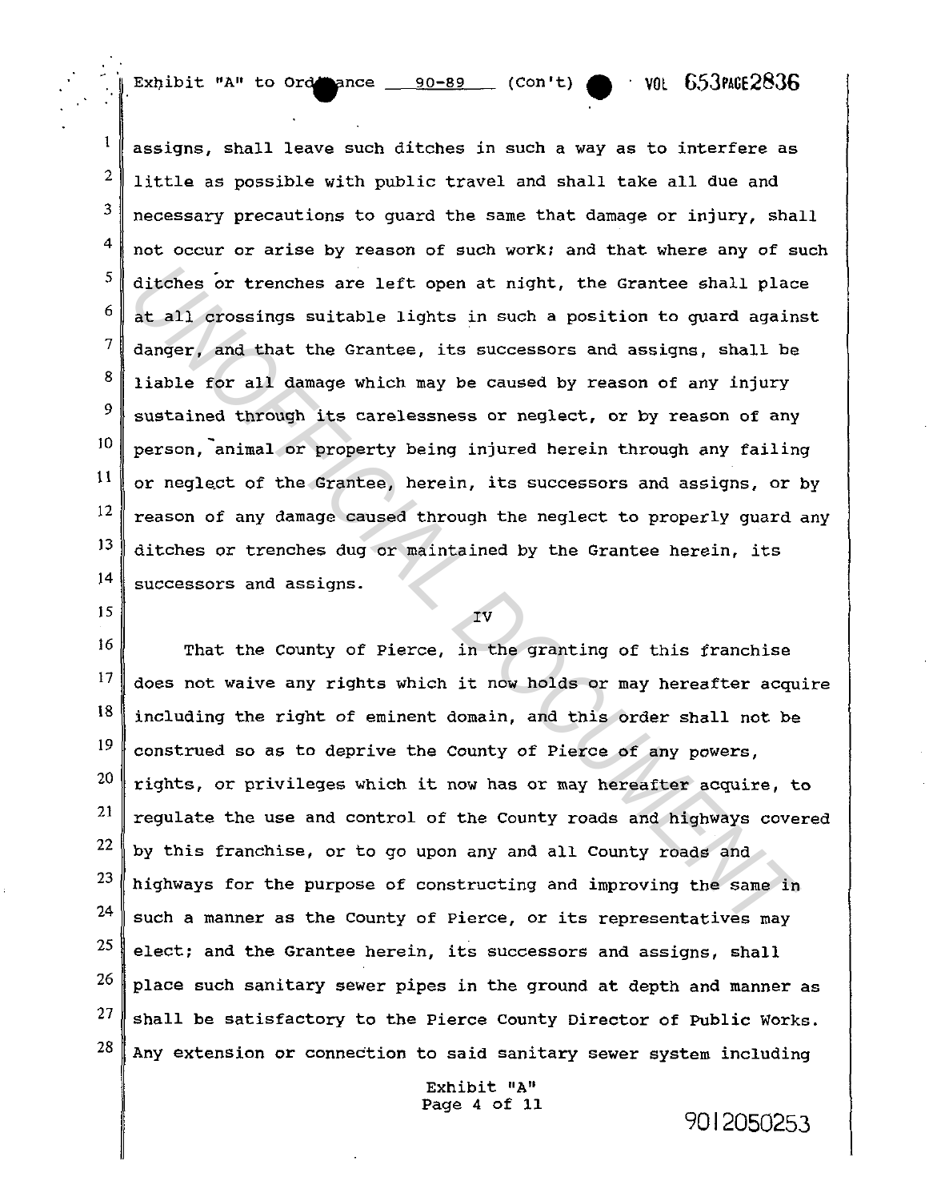assigns, shall leave such ditches in such a way as to interfere as little as possible with public travel and shall take all due and necessary precautions to guard the same that damage or injury, shall not occur or arise by reason of such work; and that where any of such ditches or trenches are left open at night, the Grantee shall place at all crossings suitable lights in such a position to guard against danger, and that the Grantee, its successors and assigns, shall be liable for all damage which may be caused by reason of any injury sustained through its carelessness or neglect, or by reason of any person, animal or property being injured herein through any failing or neglect of the Grantee, herein, its successors and assigns, or by reason of any damage caused through the neglect to properly guard any ditches or trenches dug or maintained by the Grantee herein, its successors and assigns.

IV

That the County of Pierce, in the granting of this franchise does not waive any rights which it now holds or may hereafter acquire including the right of eminent domain, and this order shall not be construed so as to deprive the County of Pierce of any powers, rights, or privileges which it now has or may hereafter acquire, to regulate the use and control of the County roads and highways covered by this franchise, or to go upon any and all County roads and highways for the purpose of constructing and improving the same in such a manner as the County of Pierce, or its representatives may elect; and the Grantee herein, its successors and assigns, shall place such sanitary sewer pipes in the ground at depth and manner as shall be satisfactory to the Pierce County Director of Public Works. Any extension or connection to said sanitary sewer system including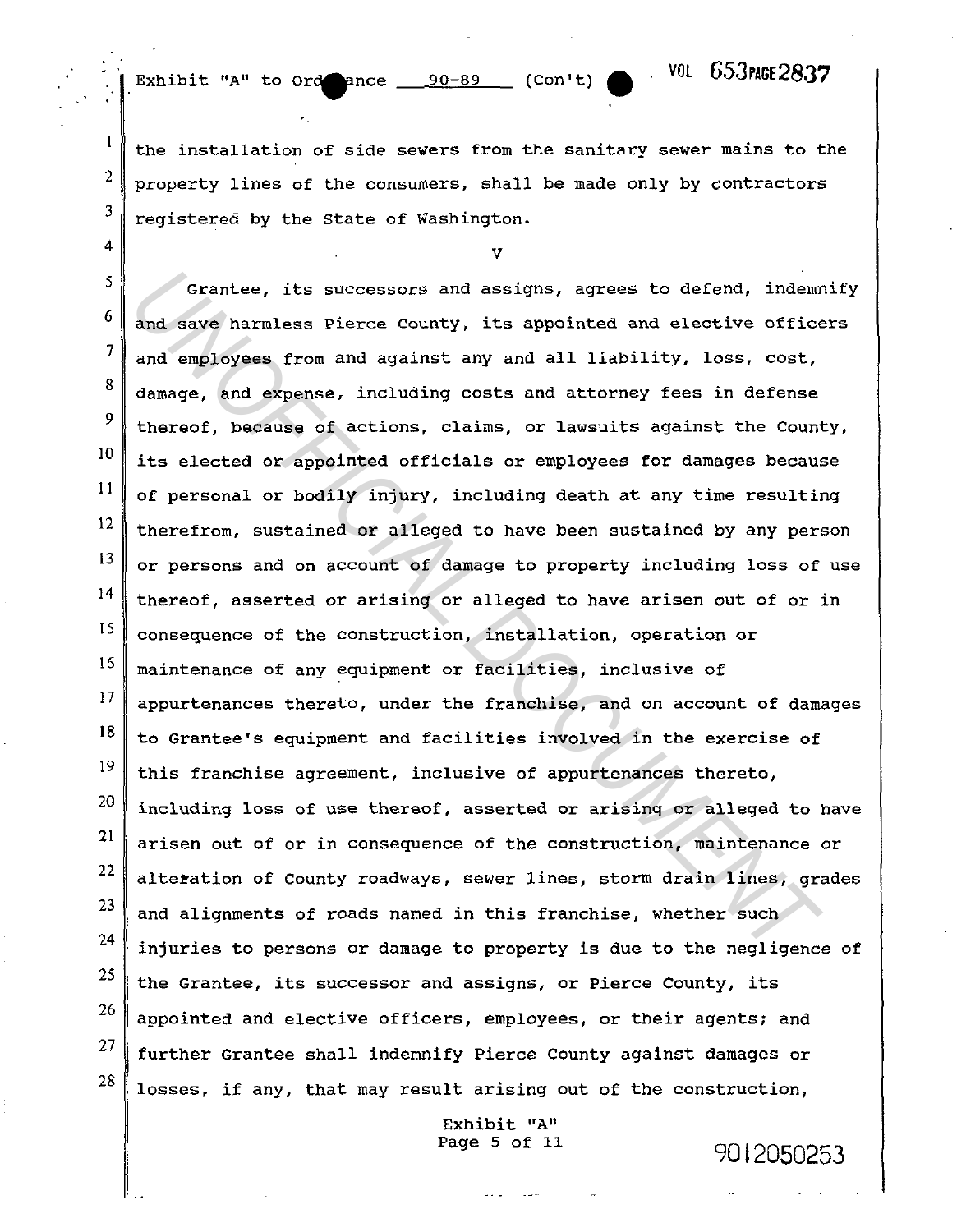the installation of side sewers from the sanitary sewer mains to the property lines of the consumers, shall be made only by contractors registered by the State of Washington.

V

Grantee, its successors and assigns, agrees to defend, indemnify and save harmless Pierce County, its appointed and elective officers and employees from and against any and all liability, loss, cost, damage, and expense, including costs and attorney fees in defense thereof, because of actions, claims, or lawsuits against the County, its elected or appointed officials or employees for damages because of personal or bodily injury, including death at any time resulting therefrom, sustained or alleged to have been sustained by any person or persons and on account of damage to property including loss of use thereof, asserted or arising or alleged to have arisen out of or in consequence of the construction, installation, operation or maintenance of any equipment or facilities, inclusive of appurtenances thereto, under the franchise, and on account of damages to Grantee's equipment and facilities involved in the exercise of this franchise agreement, inclusive of appurtenances thereto, including loss of use thereof, asserted or arising or alleged to have arisen out of or in consequence of the construction, maintenance or alteration of County roadways, sewer lines, storm drain lines, grades and alignments of roads named in this franchise, whether such injuries to persons or damage to property is due to the negligence of the Grantee, its successor and assigns, or Pierce County, its appointed and elective officers, employees, or their agents; and further Grantee shall indemnify Pierce County against damages or losses, if any, that may result arising out of the construction,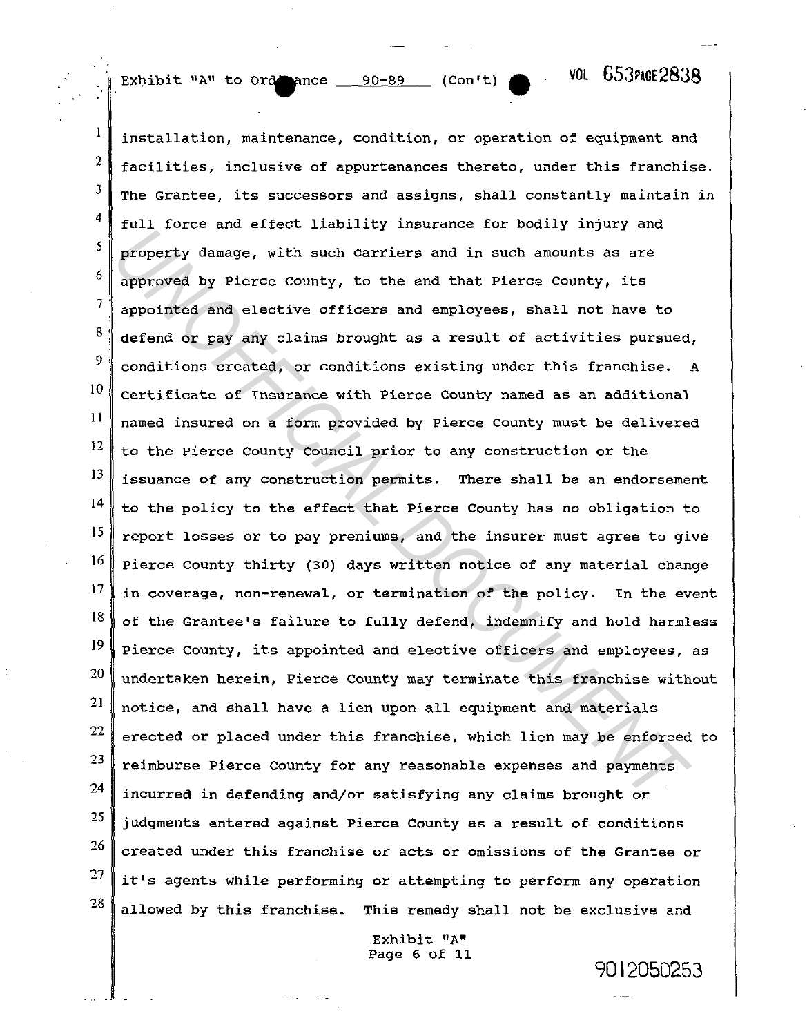installation, maintenance, condition, or operation of equipment and facilities, inclusive of appurtenances thereto, under this franchise. The Grantee, its successors and assigns, shall constantly maintain in full force and effect liability insurance for bodily injury and property damage, with such carriers and in such amounts as are approved by Pierce County, to the end that Pierce County, its appointed and elective officers and employees, shall not have to defend or pay any claims brought as a result of activities pursued, conditions created, or conditions existing under this franchise. A Certificate of Insurance with Pierce County named as an additional named insured on a form provided by Pierce County must be delivered to the Pierce County Council prior to any construction or the issuance of any construction permits. There shall be an endorsement to the policy to the effect that Pierce County has no obligation to report losses or to pay premiums, and the insurer must agree to give Pierce County thirty (30) days written notice of any material change in coverage, non-renewal, or termination of the policy. In the event of the Grantee's failure to fully defend, indemnify and hold harmless Pierce County, its appointed and elective officers and employees, as undertaken herein, Pierce County may terminate this franchise without notice, and shall have a lien upon all equipment and materials erected or placed under this franchise, which lien may be enforced to reimburse Pierce County for any reasonable expenses and payments incurred in defending and/or satisfying any claims brought or judgments entered against Pierce County as a result of conditions created under this franchise or acts or omissions of the Grantee or it's agents while performing or attempting to perform any operation allowed by this franchise. This remedy shall not be exclusive and

Exhibit "A"
Page 6 of 11

9012050253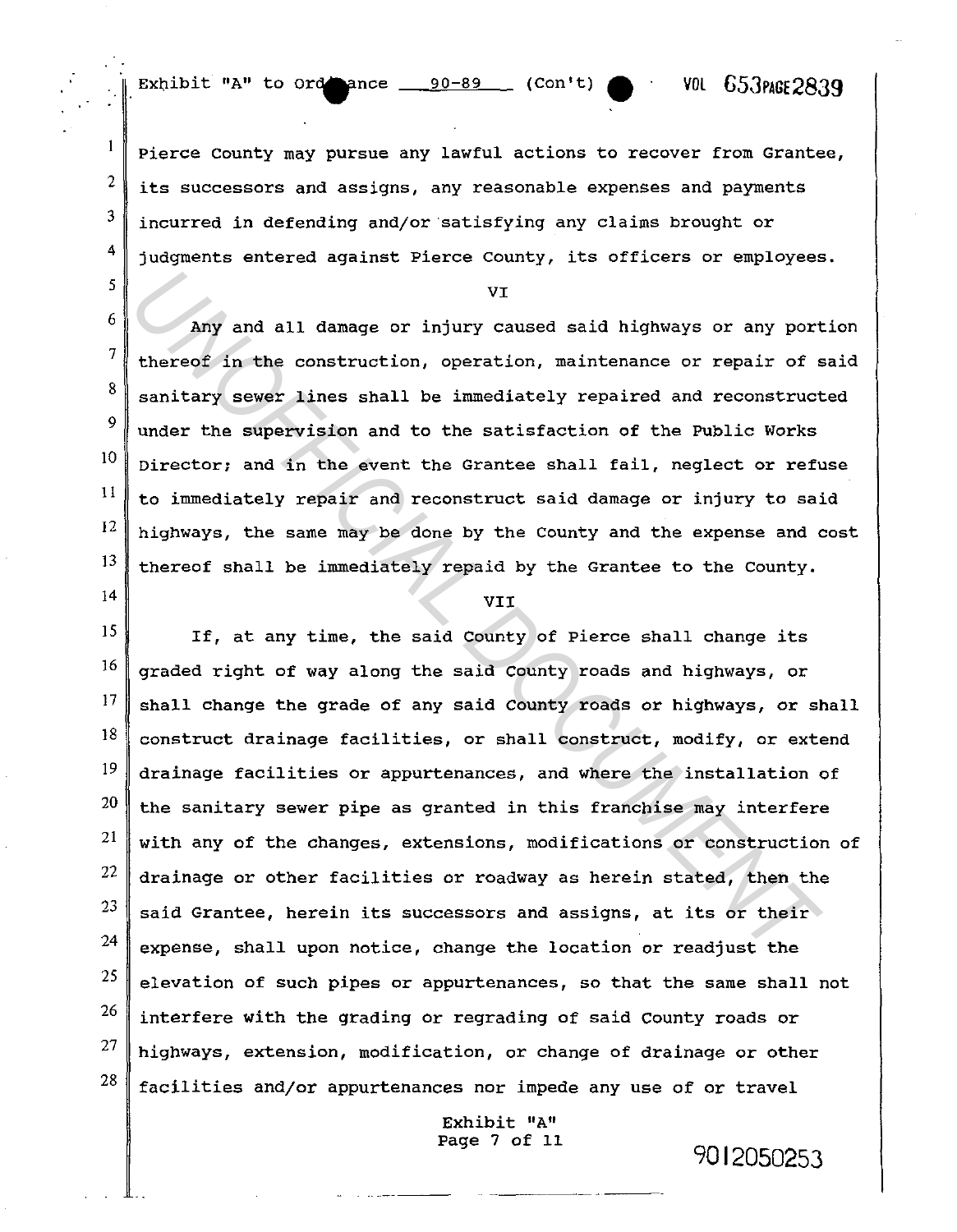Pierce County may pursue any lawful actions to recover from Grantee, its successors and assigns, any reasonable expenses and payments incurred in defending and/or satisfying any claims brought or judgments entered against Pierce County, its officers or employees.

VI

Any and all damage or injury caused said highways or any portion thereof in the construction, operation, maintenance or repair of said sanitary sewer lines shall be immediately repaired and reconstructed under the supervision and to the satisfaction of the Public Works Director; and in the event the Grantee shall fail, neglect or refuse to immediately repair and reconstruct said damage or injury to said highways, the same may be done by the County and the expense and cost thereof shall be immediately repaid by the Grantee to the County.

VII

If, at any time, the said County of Pierce shall change its graded right of way along the said County roads and highways, or shall change the grade of any said County roads or highways, or shall construct drainage facilities, or shall construct, modify, or extend drainage facilities or appurtenances, and where the installation of the sanitary sewer pipe as granted in this franchise may interfere with any of the changes, extensions, modifications or construction of drainage or other facilities or roadway as herein stated, then the said Grantee, herein its successors and assigns, at its or their expense, shall upon notice, change the location or readjust the elevation of such pipes or appurtenances, so that the same shall not interfere with the grading or regrading of said County roads or highways, extension, modification, or change of drainage or other facilities and/or appurtenances nor impede any use of or travel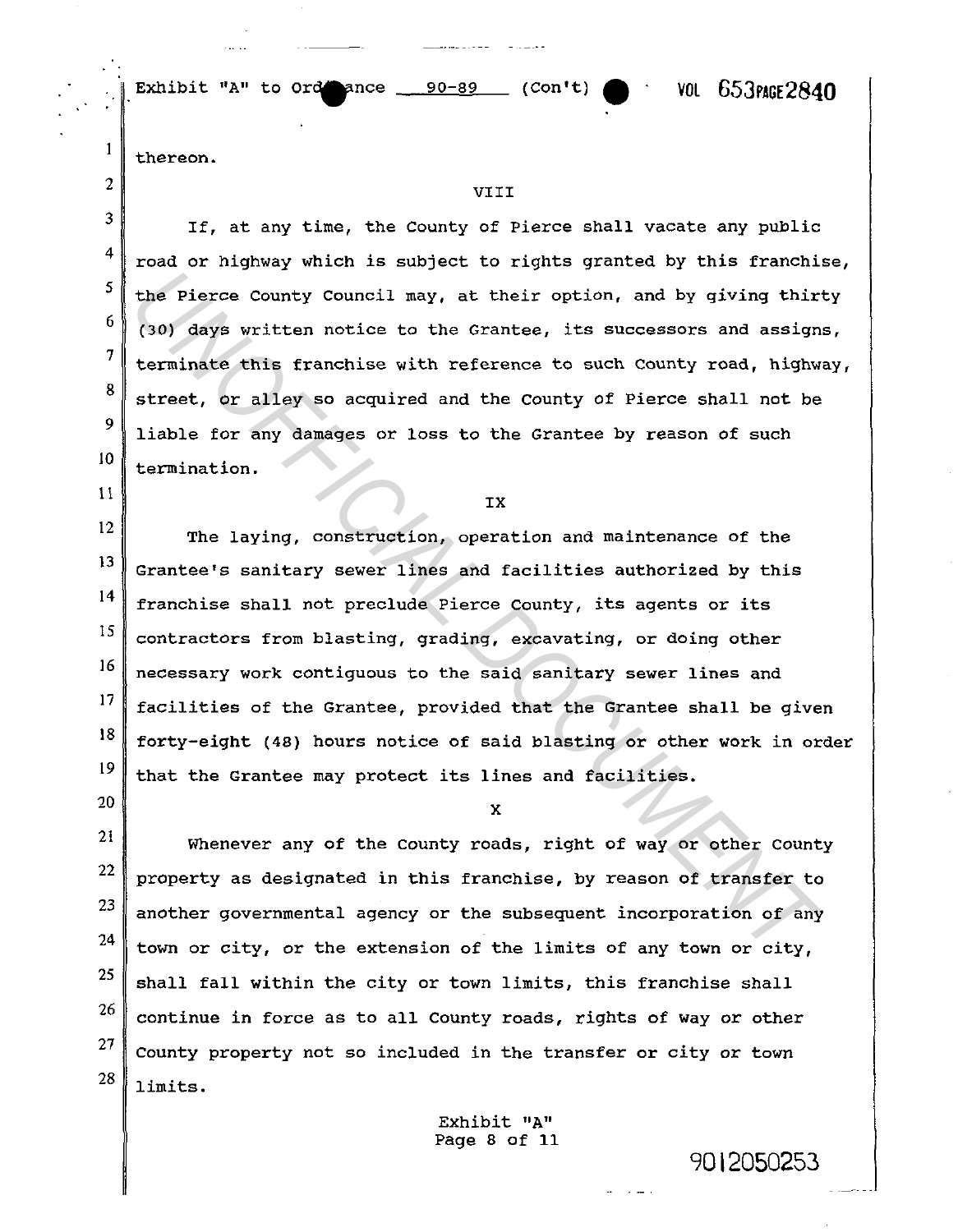thereon.

VIII

If, at any time, the County of Pierce shall vacate any public road or highway which is subject to rights granted by this franchise, the Pierce County Council may, at their option, and by giving thirty (30) days written notice to the Grantee, its successors and assigns, terminate this franchise with reference to such County road, highway, street, or alley so acquired and the County of Pierce shall not be liable for any damages or loss to the Grantee by reason of such termination.

IX

The laying, construction, operation and maintenance of the Grantee's sanitary sewer lines and facilities authorized by this franchise shall not preclude Pierce County, its agents or its contractors from blasting, grading, excavating, or doing other necessary work contiguous to the said sanitary sewer lines and facilities of the Grantee, provided that the Grantee shall be given forty-eight (48) hours notice of said blasting or other work in order that the Grantee may protect its lines and facilities.

X

Whenever any of the County roads, right of way or other County property as designated in this franchise, by reason of transfer to another governmental agency or the subsequent incorporation of any town or city, or the extension of the limits of any town or city, shall fall within the city or town limits, this franchise shall continue in force as to all County roads, rights of way or other County property not so included in the transfer or city or town limits.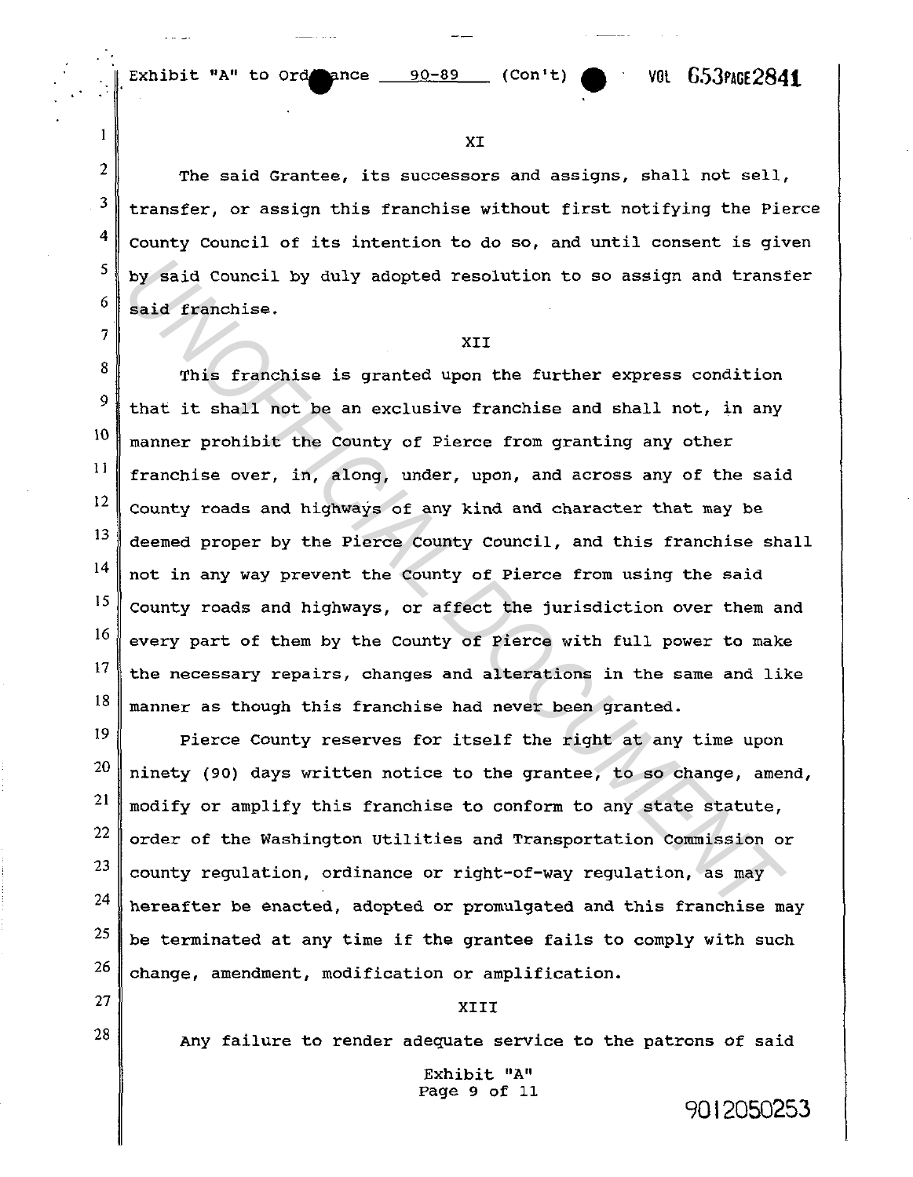XI

The said Grantee, its successors and assigns, shall not sell, transfer, or assign this franchise without first notifying the Pierce County Council of its intention to do so, and until consent is given by said Council by duly adopted resolution to so assign and transfer said franchise.

XII

This franchise is granted upon the further express condition that it shall not be an exclusive franchise and shall not, in any manner prohibit the County of Pierce from granting any other franchise over, in, along, under, upon, and across any of the said County roads and highways of any kind and character that may be deemed proper by the Pierce County Council, and this franchise shall not in any way prevent the County of Pierce from using the said County roads and highways, or affect the jurisdiction over them and every part of them by the County of Pierce with full power to make the necessary repairs, changes and alterations in the same and like manner as though this franchise had never been granted.

Pierce County reserves for itself the right at any time upon ninety (90) days written notice to the grantee, to so change, amend, modify or amplify this franchise to conform to any state statute, order of the Washington Utilities and Transportation Commission or county regulation, ordinance or right-of-way regulation, as may hereafter be enacted, adopted or promulgated and this franchise may be terminated at any time if the grantee fails to comply with such change, amendment, modification or amplification.

XIII

Any failure to render adequate service to the patrons of said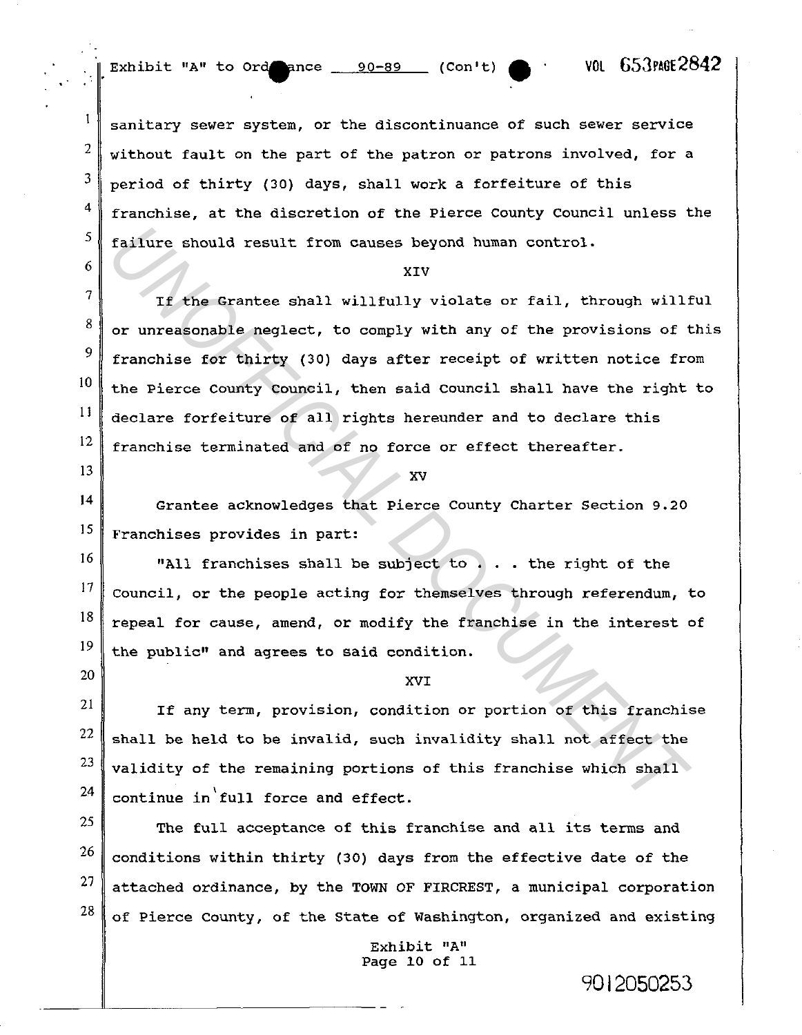sanitary sewer system, or the discontinuance of such sewer service without fault on the part of the patron or patrons involved, for a period of thirty (30) days, shall work a forfeiture of this franchise, at the discretion of the Pierce County Council unless the failure should result from causes beyond human control.

XIV

If the Grantee shall willfully violate or fail, through willful or unreasonable neglect, to comply with any of the provisions of this franchise for thirty (30) days after receipt of written notice from the Pierce County Council, then said Council shall have the right to declare forfeiture of all rights hereunder and to declare this franchise terminated and of no force or effect thereafter.

XV

Grantee acknowledges that Pierce County Charter Section 9.20 Franchises provides in part:

"All franchises shall be subject to . . . the right of the Council, or the people acting for themselves through referendum, to repeal for cause, amend, or modify the franchise in the interest of the public" and agrees to said condition.

XVI

If any term, provision, condition or portion of this franchise shall be held to be invalid, such invalidity shall not affect the validity of the remaining portions of this franchise which shall continue in full force and effect.

The full acceptance of this franchise and all its terms and conditions within thirty (30) days from the effective date of the attached ordinance, by the TOWN OF FIRCREST, a municipal corporation of Pierce County, of the State of Washington, organized and existing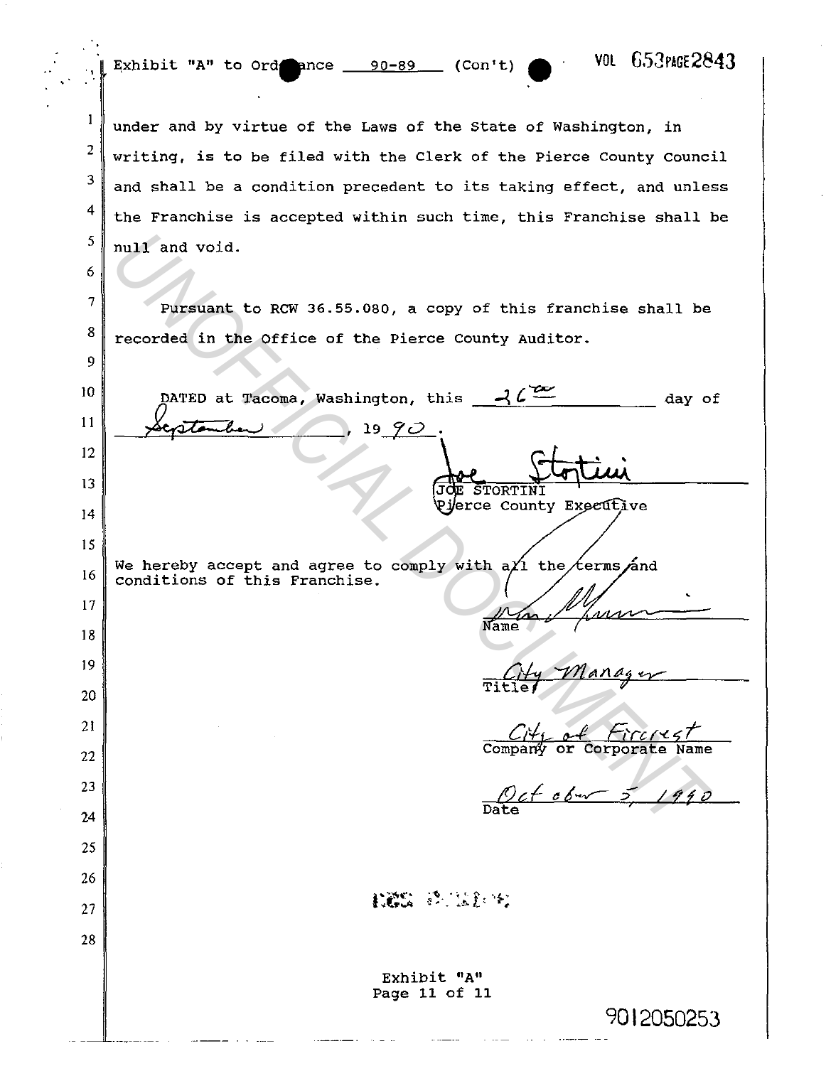Exhibit "A" to Ordinance 90-89 (Con't)

under and by virtue of the Laws of the State of Washington, in writing, is to be filed with the Clerk of the Pierce County Council and shall be a condition precedent to its taking effect, and unless the Franchise is accepted within such time, this Franchise shall be null and void.

Pursuant to RCW 36.55.080, a copy of this franchise shall be recorded in the Office of the Pierce County Auditor.

DATED at Tacoma, Washington, this 26th day of September, 1990.

Joe Stortini
JOE STORTINI
Pierce County Executive

We hereby accept and agree to comply with all the terms and conditions of this Franchise.

Name

City Manager
Title

City of Fircrest
Company or Corporate Name

October 5, 1990
Date

Exhibit "A"
Page 11 of 11

9012050253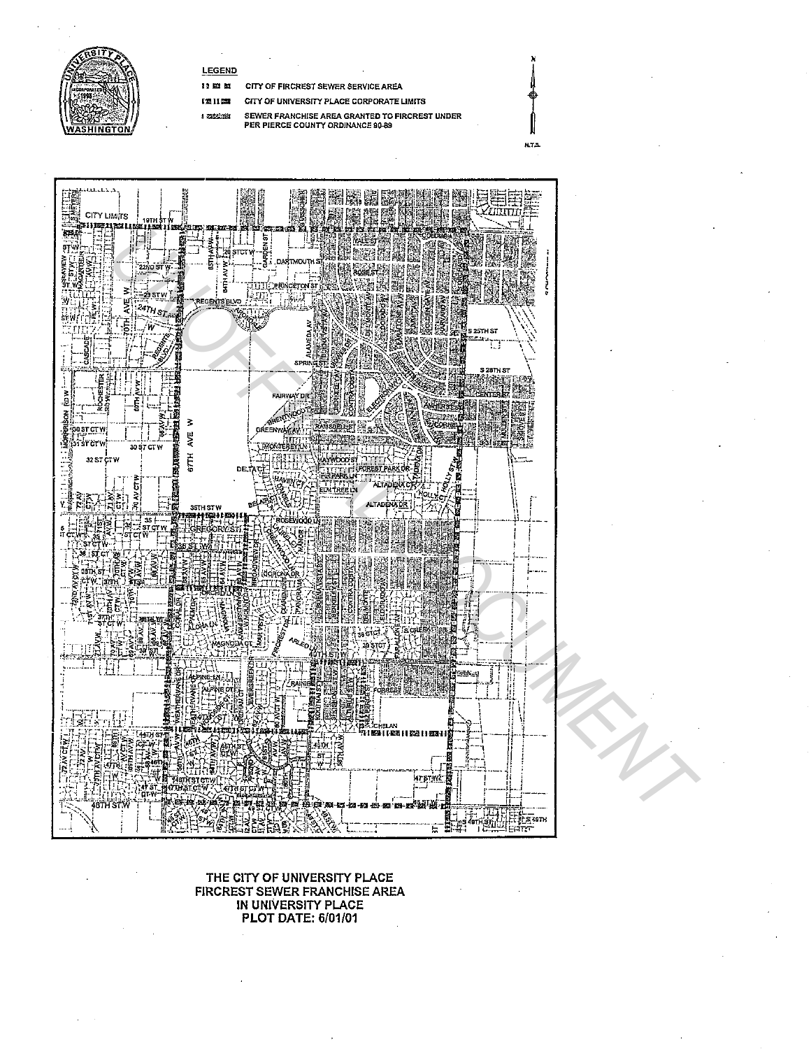**LEGEND**

CITY OF FIRCREST SEWER SERVICE AREA

CITY OF UNIVERSITY PLACE CORPORATE LIMITS

SEWER FRANCHISE AREA GRANTED TO FIRCREST UNDER PER PIERCE COUNTY ORDINANCE 90-89

N.T.S.

THE CITY OF UNIVERSITY PLACE
FIRCREST SEWER FRANCHISE AREA
IN UNIVERSITY PLACE
PLOT DATE: 6/01/01